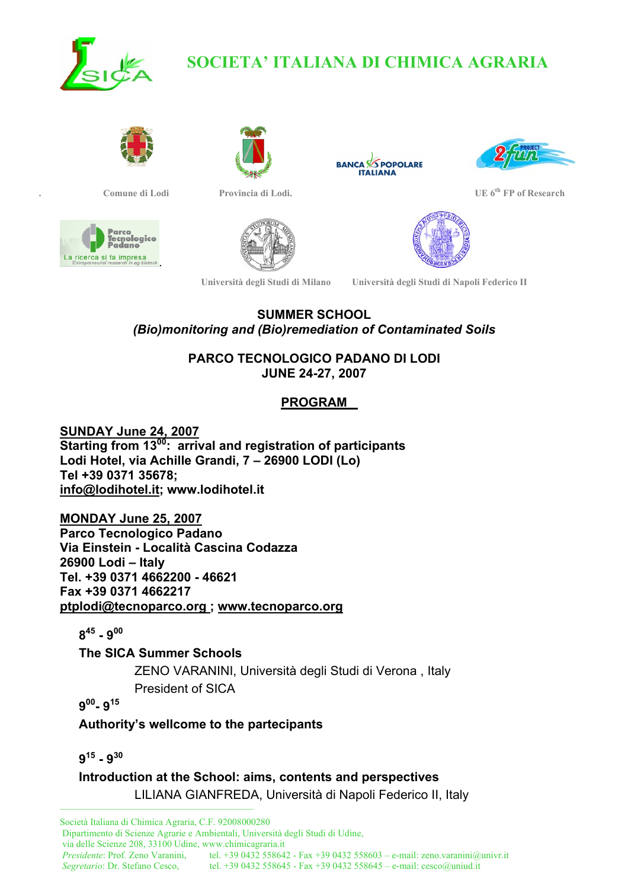# SOCIETA' ITALIANA DI CHIMICA AGRARIA

. Comune di Lodi Provincia di Lodi. UE 6th FP of Research

Università degli Studi di Milano Università degli Studi di Napoli Federico II

## SUMMER SCHOOL

*(Bio)monitoring and (Bio)remediation of Contaminated Soils*

**PARCO TECNOLOGICO PADANO DI LODI**
**JUNE 24-27, 2007**

## PROGRAM

**SUNDAY June 24, 2007**
**Starting from 13$^{00}$: arrival and registration of participants**
**Lodi Hotel, via Achille Grandi, 7 – 26900 LODI (Lo)**
**Tel +39 0371 35678;**
**info@lodihotel.it; www.lodihotel.it**

**MONDAY June 25, 2007**
**Parco Tecnologico Padano**
**Via Einstein - Località Cascina Codazza**
**26900 Lodi – Italy**
**Tel. +39 0371 4662200 - 46621**
**Fax +39 0371 4662217**
**ptplodi@tecnoparco.org ; www.tecnoparco.org**

**8$^{45}$ - 9$^{00}$**

**The SICA Summer Schools**

ZENO VARANINI, Università degli Studi di Verona , Italy
President of SICA

**9$^{00}$- 9$^{15}$**

**Authority's wellcome to the partecipants**

**9$^{15}$ - 9$^{30}$**

**Introduction at the School: aims, contents and perspectives**

LILIANA GIANFREDA, Università di Napoli Federico II, Italy

---

Società Italiana di Chimica Agraria, C.F. 92008000280
Dipartimento di Scienze Agrarie e Ambientali, Università degli Studi di Udine,
via delle Scienze 208, 33100 Udine, www.chimicagraria.it
*Presidente*: Prof. Zeno Varanini, tel. +39 0432 558642 - Fax +39 0432 558603 – e-mail: zeno.varanini@univr.it
*Segretario*: Dr. Stefano Cesco, tel. +39 0432 558645 - Fax +39 0432 558645 – e-mail: cesco@uniud.it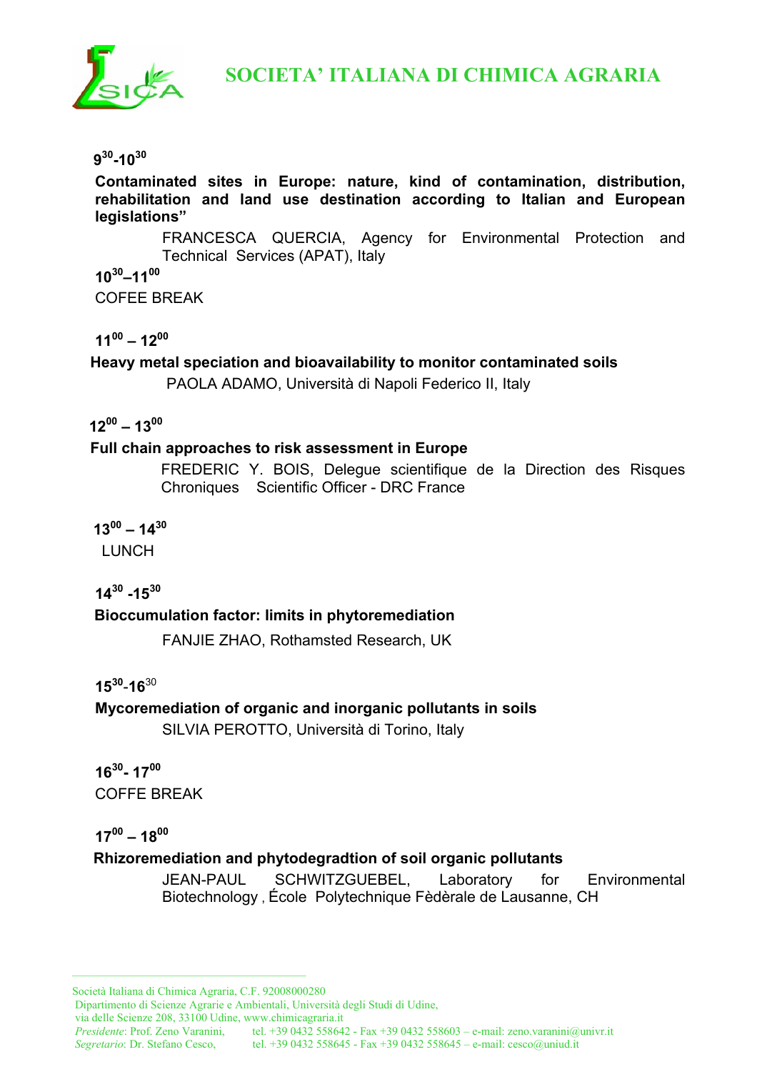**$9^{30}$-$10^{30}$**

**Contaminated sites in Europe: nature, kind of contamination, distribution, rehabilitation and land use destination according to Italian and European legislations"**

FRANCESCA QUERCIA, Agency for Environmental Protection and Technical Services (APAT), Italy

**$10^{30}$–$11^{00}$**

COFEE BREAK

**$11^{00}$ – $12^{00}$**

**Heavy metal speciation and bioavailability to monitor contaminated soils**

PAOLA ADAMO, Università di Napoli Federico II, Italy

**$12^{00}$ – $13^{00}$**

**Full chain approaches to risk assessment in Europe**

FREDERIC Y. BOIS, Delegue scientifique de la Direction des Risques Chroniques Scientific Officer - DRC France

**$13^{00}$ – $14^{30}$**

LUNCH

**$14^{30}$ -$15^{30}$**

**Bioccumulation factor: limits in phytoremediation**

FANJIE ZHAO, Rothamsted Research, UK

**$15^{30}$-$16^{30}$**

**Mycoremediation of organic and inorganic pollutants in soils**

SILVIA PEROTTO, Università di Torino, Italy

**$16^{30}$- $17^{00}$**

COFFE BREAK

**$17^{00}$ – $18^{00}$**

**Rhizoremediation and phytodegradtion of soil organic pollutants**

JEAN-PAUL SCHWITZGUEBEL, Laboratory for Environmental Biotechnology , École Polytechnique Fèdèrale de Lausanne, CH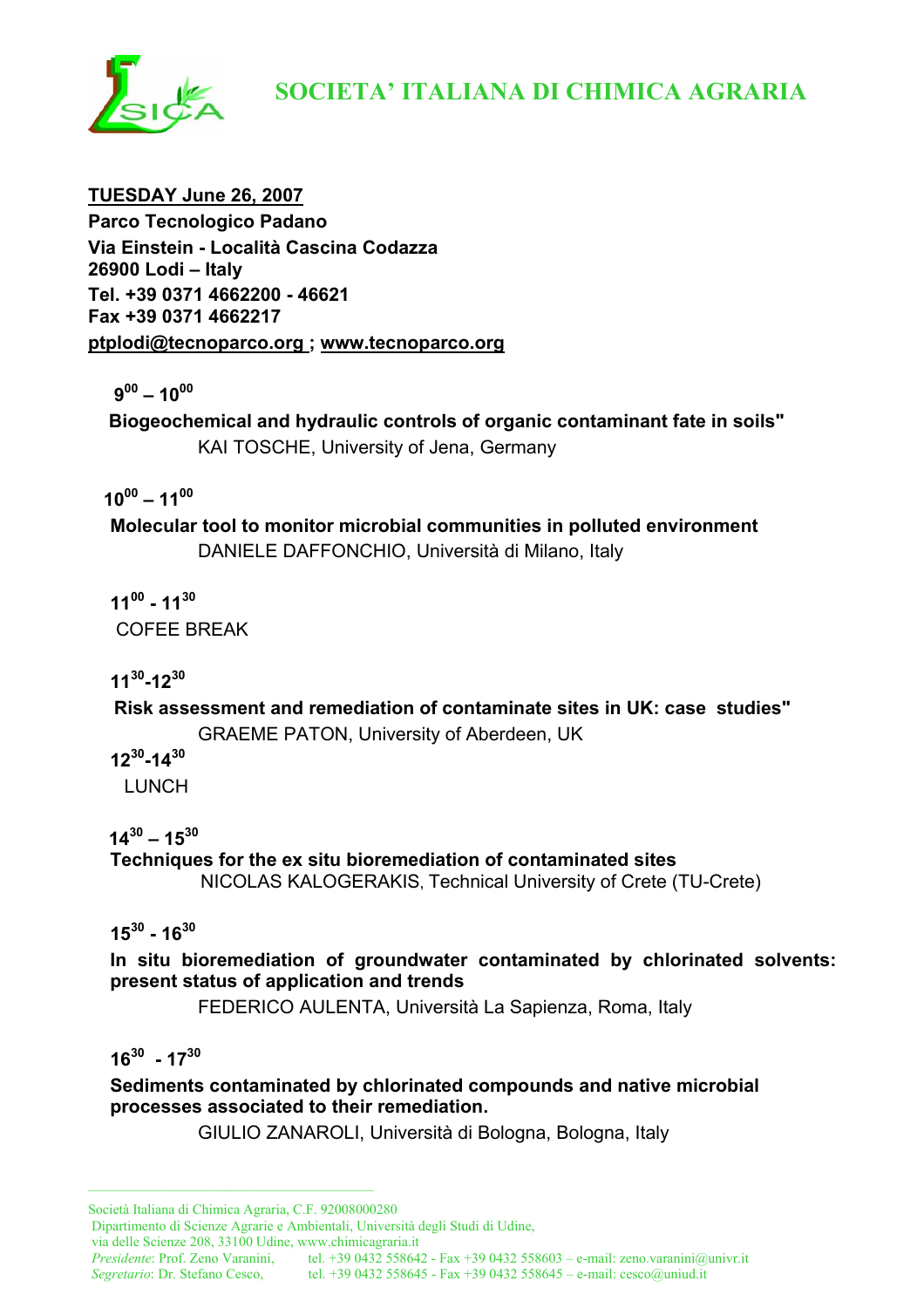# SOCIETA' ITALIANA DI CHIMICA AGRARIA

**TUESDAY June 26, 2007**
**Parco Tecnologico Padano**
**Via Einstein - Località Cascina Codazza**
**26900 Lodi – Italy**
**Tel. +39 0371 4662200 - 46621**
**Fax +39 0371 4662217**
**ptplodi@tecnoparco.org ; www.tecnoparco.org**

**$9^{00}$ – $10^{00}$**

**Biogeochemical and hydraulic controls of organic contaminant fate in soils"**
KAI TOSCHE, University of Jena, Germany

**$10^{00}$ – $11^{00}$**

**Molecular tool to monitor microbial communities in polluted environment**
DANIELE DAFFONCHIO, Università di Milano, Italy

**$11^{00}$ - $11^{30}$**
COFEE BREAK

**$11^{30}$-$12^{30}$**

**Risk assessment and remediation of contaminate sites in UK: case studies"**
GRAEME PATON, University of Aberdeen, UK

**$12^{30}$-$14^{30}$**
LUNCH

**$14^{30}$ – $15^{30}$**
**Techniques for the ex situ bioremediation of contaminated sites**
NICOLAS KALOGERAKIS, Technical University of Crete (TU-Crete)

**$15^{30}$ - $16^{30}$**

**In situ bioremediation of groundwater contaminated by chlorinated solvents: present status of application and trends**
FEDERICO AULENTA, Università La Sapienza, Roma, Italy

**$16^{30}$ - $17^{30}$**

**Sediments contaminated by chlorinated compounds and native microbial processes associated to their remediation.**
GIULIO ZANAROLI, Università di Bologna, Bologna, Italy

---

Società Italiana di Chimica Agraria, C.F. 92008000280
Dipartimento di Scienze Agrarie e Ambientali, Università degli Studi di Udine,
via delle Scienze 208, 33100 Udine, www.chimicagraria.it
*Presidente*: Prof. Zeno Varanini, tel. +39 0432 558642 - Fax +39 0432 558603 – e-mail: zeno.varanini@univr.it
*Segretario*: Dr. Stefano Cesco, tel. +39 0432 558645 - Fax +39 0432 558645 – e-mail: cesco@uniud.it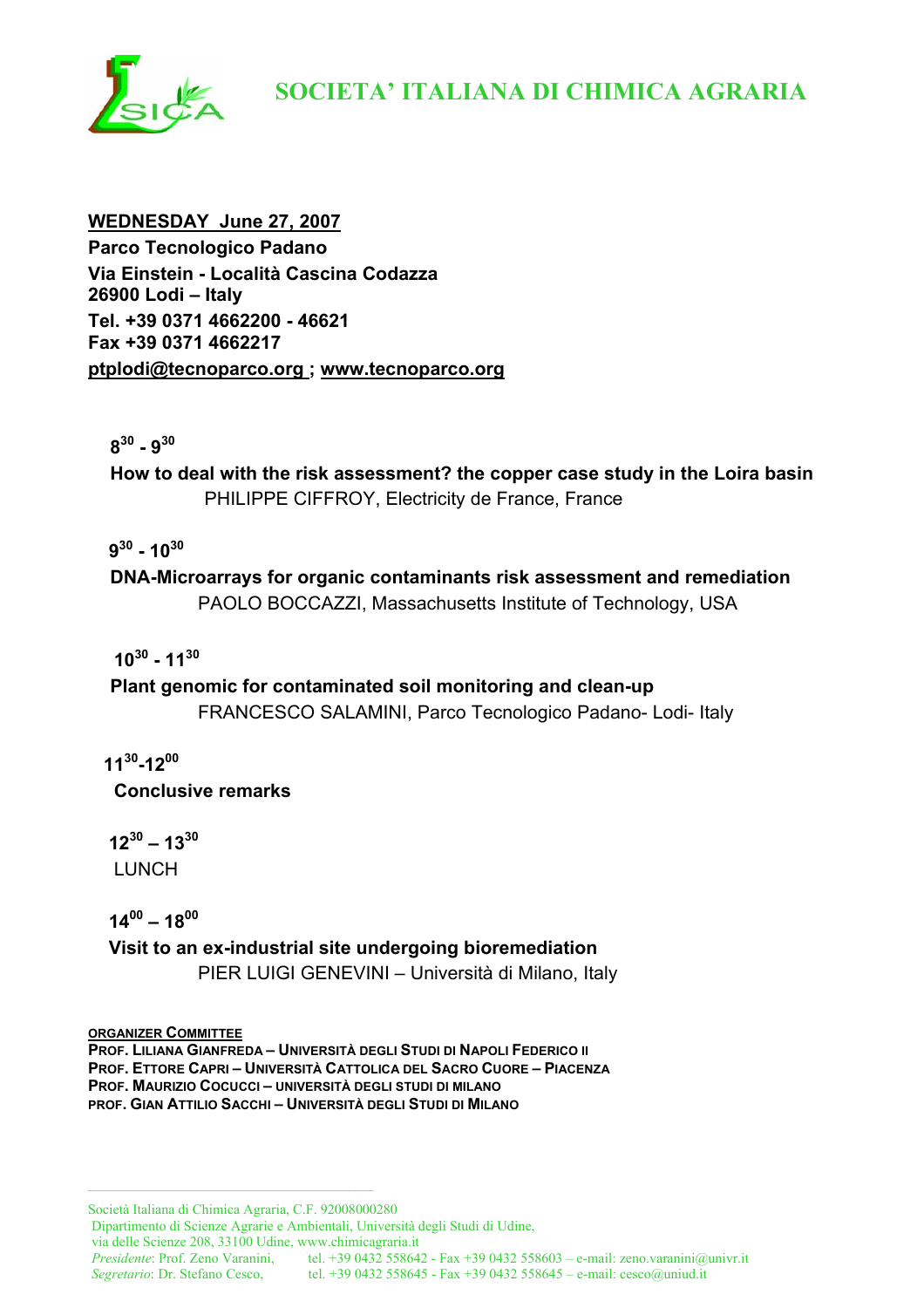# SOCIETA' ITALIANA DI CHIMICA AGRARIA

**WEDNESDAY June 27, 2007**
**Parco Tecnologico Padano**
**Via Einstein - Località Cascina Codazza**
**26900 Lodi – Italy**
**Tel. +39 0371 4662200 - 46621**
**Fax +39 0371 4662217**
**ptplodi@tecnoparco.org ; www.tecnoparco.org**

**$8^{30}$ - $9^{30}$**

**How to deal with the risk assessment? the copper case study in the Loira basin**
PHILIPPE CIFFROY, Electricity de France, France

**$9^{30}$ - $10^{30}$**

**DNA-Microarrays for organic contaminants risk assessment and remediation**
PAOLO BOCCAZZI, Massachusetts Institute of Technology, USA

**$10^{30}$ - $11^{30}$**

**Plant genomic for contaminated soil monitoring and clean-up**
FRANCESCO SALAMINI, Parco Tecnologico Padano- Lodi- Italy

**$11^{30}$-$12^{00}$**

**Conclusive remarks**

**$12^{30}$ – $13^{30}$**

LUNCH

**$14^{00}$ – $18^{00}$**

**Visit to an ex-industrial site undergoing bioremediation**
PIER LUIGI GENEVINI – Università di Milano, Italy

**ORGANIZER COMMITTEE**
**PROF. LILIANA GIANFREDA – UNIVERSITÀ DEGLI STUDI DI NAPOLI FEDERICO II**
**PROF. ETTORE CAPRI – UNIVERSITÀ CATTOLICA DEL SACRO CUORE – PIACENZA**
**PROF. MAURIZIO COCUCCI – UNIVERSITÀ DEGLI STUDI DI MILANO**
**PROF. GIAN ATTILIO SACCHI – UNIVERSITÀ DEGLI STUDI DI MILANO**

Società Italiana di Chimica Agraria, C.F. 92008000280
Dipartimento di Scienze Agrarie e Ambientali, Università degli Studi di Udine,
via delle Scienze 208, 33100 Udine, www.chimicagraria.it
*Presidente*: Prof. Zeno Varanini, tel. +39 0432 558642 - Fax +39 0432 558603 – e-mail: zeno.varanini@univr.it
*Segretario*: Dr. Stefano Cesco, tel. +39 0432 558645 - Fax +39 0432 558645 – e-mail: cesco@uniud.it